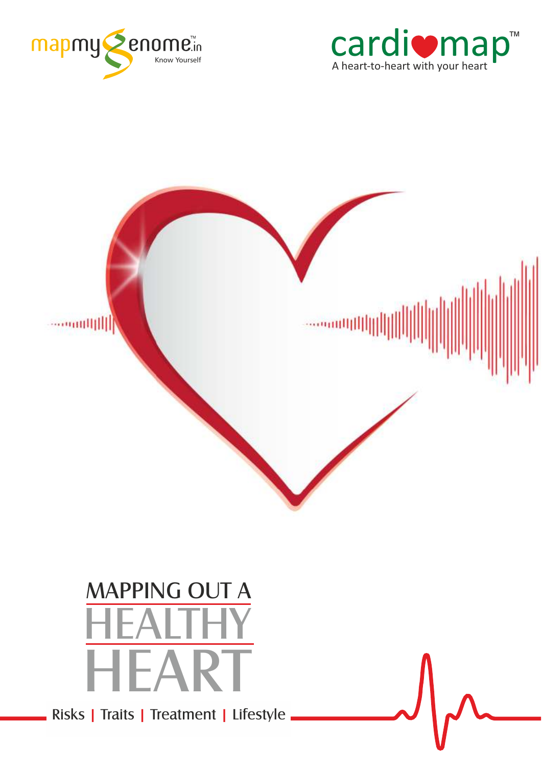mapmygenome.in™
Know Yourself

cardiomap™
A heart-to-heart with your heart

# MAPPING OUT A HEALTHY HEART

Risks | Traits | Treatment | Lifestyle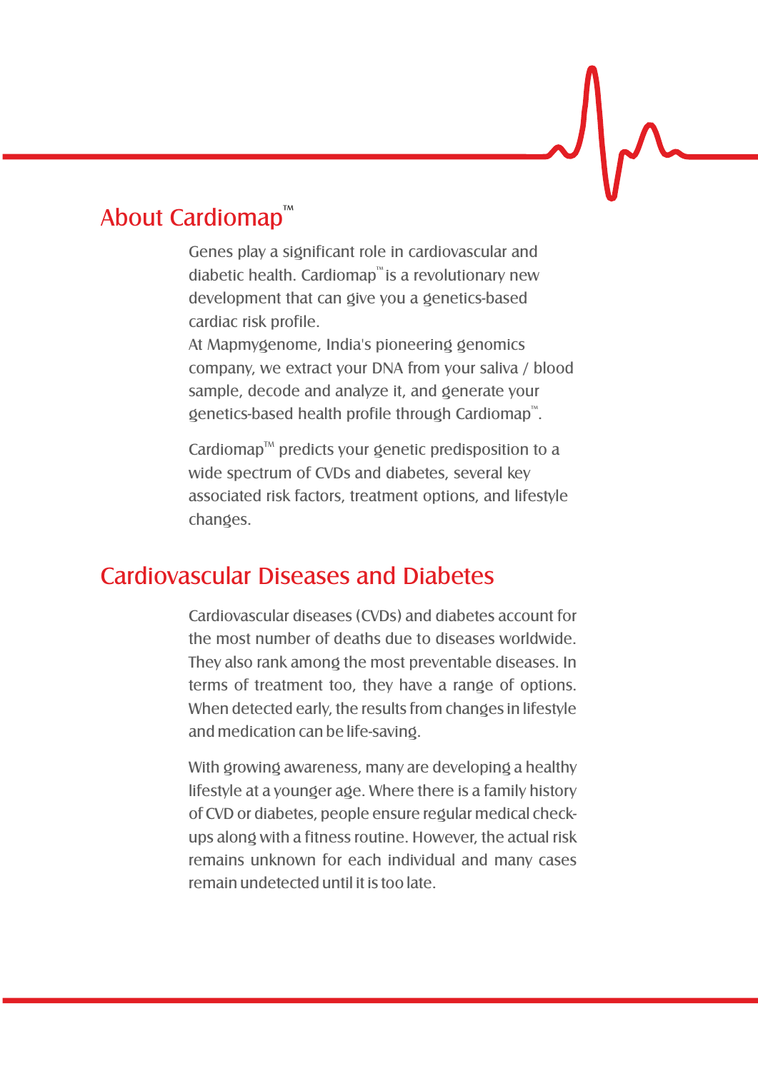## About Cardiomap™

Genes play a significant role in cardiovascular and diabetic health. Cardiomap™ is a revolutionary new development that can give you a genetics-based cardiac risk profile.

At Mapmygenome, India's pioneering genomics company, we extract your DNA from your saliva / blood sample, decode and analyze it, and generate your genetics-based health profile through Cardiomap™.

Cardiomap™ predicts your genetic predisposition to a wide spectrum of CVDs and diabetes, several key associated risk factors, treatment options, and lifestyle changes.

## Cardiovascular Diseases and Diabetes

Cardiovascular diseases (CVDs) and diabetes account for the most number of deaths due to diseases worldwide. They also rank among the most preventable diseases. In terms of treatment too, they have a range of options. When detected early, the results from changes in lifestyle and medication can be life-saving.

With growing awareness, many are developing a healthy lifestyle at a younger age. Where there is a family history of CVD or diabetes, people ensure regular medical check-ups along with a fitness routine. However, the actual risk remains unknown for each individual and many cases remain undetected until it is too late.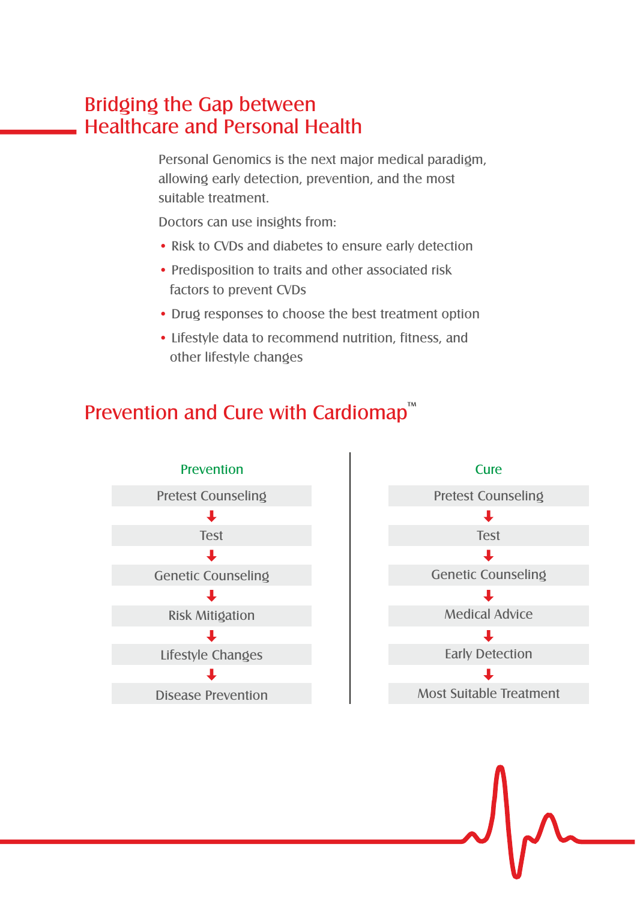## Bridging the Gap between Healthcare and Personal Health

Personal Genomics is the next major medical paradigm, allowing early detection, prevention, and the most suitable treatment.

Doctors can use insights from:

- Risk to CVDs and diabetes to ensure early detection
- Predisposition to traits and other associated risk factors to prevent CVDs
- Drug responses to choose the best treatment option
- Lifestyle data to recommend nutrition, fitness, and other lifestyle changes

## Prevention and Cure with Cardiomap™

| Prevention | Cure |
|---|---|
| Pretest Counseling | Pretest Counseling |
| ↓ | ↓ |
| Test | Test |
| ↓ | ↓ |
| Genetic Counseling | Genetic Counseling |
| ↓ | ↓ |
| Risk Mitigation | Medical Advice |
| ↓ | ↓ |
| Lifestyle Changes | Early Detection |
| ↓ | ↓ |
| Disease Prevention | Most Suitable Treatment |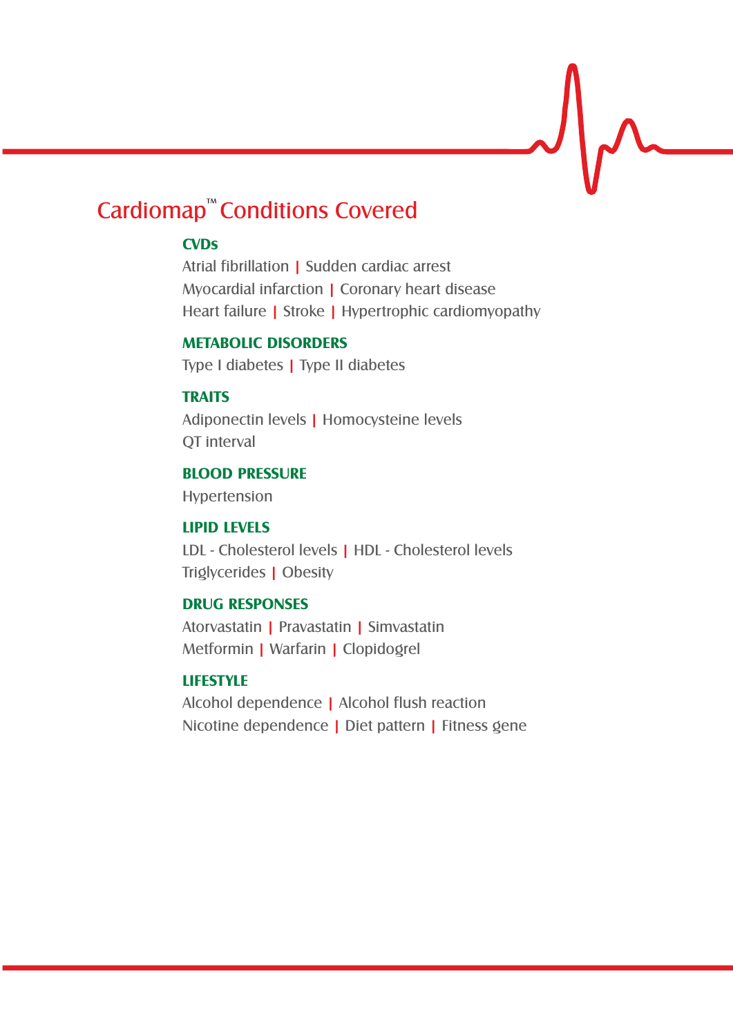# Cardiomap™ Conditions Covered

## CVDs

Atrial fibrillation | Sudden cardiac arrest
Myocardial infarction | Coronary heart disease
Heart failure | Stroke | Hypertrophic cardiomyopathy

## METABOLIC DISORDERS

Type I diabetes | Type II diabetes

## TRAITS

Adiponectin levels | Homocysteine levels
QT interval

## BLOOD PRESSURE

Hypertension

## LIPID LEVELS

LDL - Cholesterol levels | HDL - Cholesterol levels
Triglycerides | Obesity

## DRUG RESPONSES

Atorvastatin | Pravastatin | Simvastatin
Metformin | Warfarin | Clopidogrel

## LIFESTYLE

Alcohol dependence | Alcohol flush reaction
Nicotine dependence | Diet pattern | Fitness gene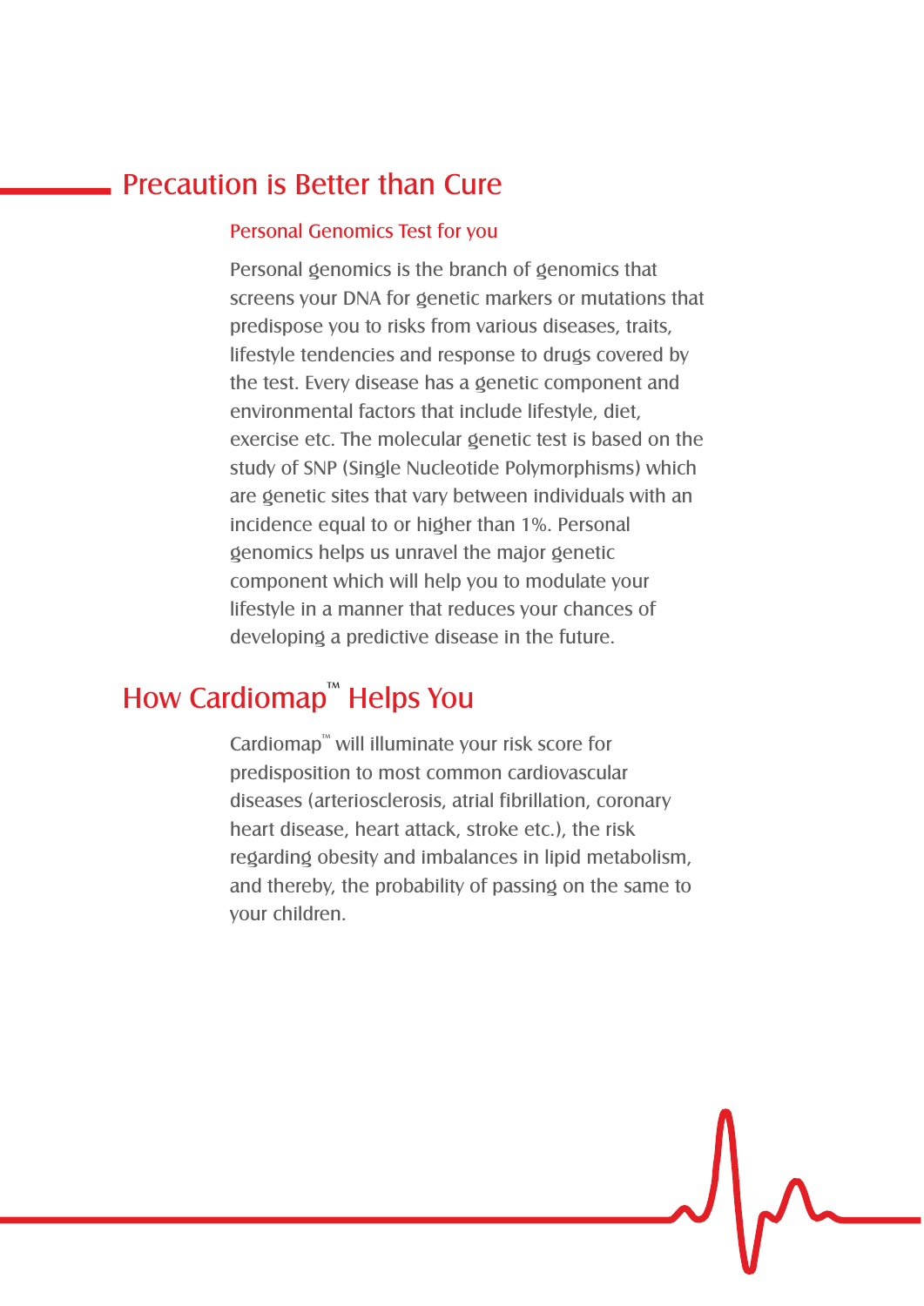## Precaution is Better than Cure

### Personal Genomics Test for you

Personal genomics is the branch of genomics that screens your DNA for genetic markers or mutations that predispose you to risks from various diseases, traits, lifestyle tendencies and response to drugs covered by the test. Every disease has a genetic component and environmental factors that include lifestyle, diet, exercise etc. The molecular genetic test is based on the study of SNP (Single Nucleotide Polymorphisms) which are genetic sites that vary between individuals with an incidence equal to or higher than 1%. Personal genomics helps us unravel the major genetic component which will help you to modulate your lifestyle in a manner that reduces your chances of developing a predictive disease in the future.

## How Cardiomap™ Helps You

Cardiomap™ will illuminate your risk score for predisposition to most common cardiovascular diseases (arteriosclerosis, atrial fibrillation, coronary heart disease, heart attack, stroke etc.), the risk regarding obesity and imbalances in lipid metabolism, and thereby, the probability of passing on the same to your children.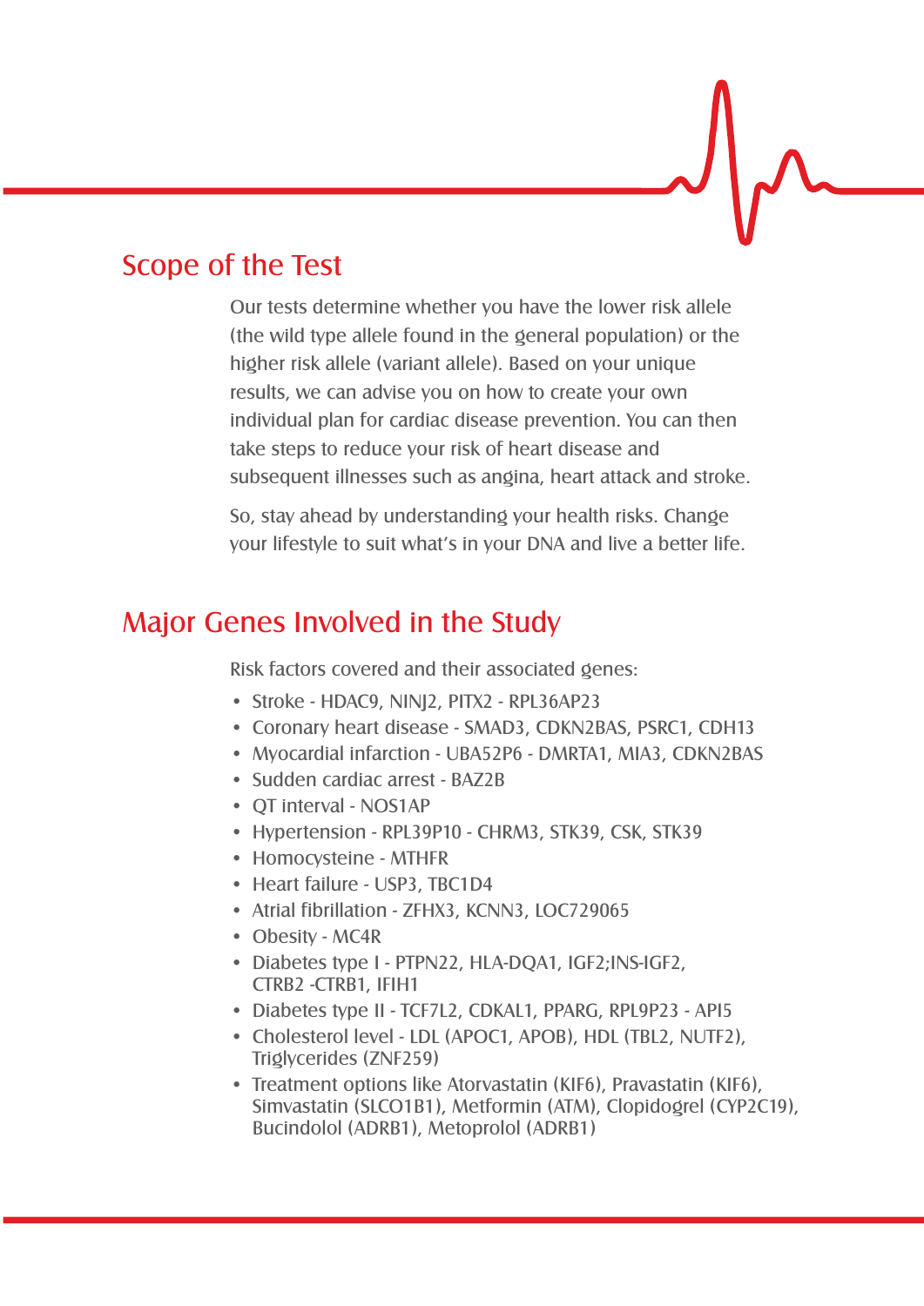## Scope of the Test

Our tests determine whether you have the lower risk allele (the wild type allele found in the general population) or the higher risk allele (variant allele). Based on your unique results, we can advise you on how to create your own individual plan for cardiac disease prevention. You can then take steps to reduce your risk of heart disease and subsequent illnesses such as angina, heart attack and stroke.

So, stay ahead by understanding your health risks. Change your lifestyle to suit what's in your DNA and live a better life.

## Major Genes Involved in the Study

Risk factors covered and their associated genes:

- Stroke - HDAC9, NINJ2, PITX2 - RPL36AP23
- Coronary heart disease - SMAD3, CDKN2BAS, PSRC1, CDH13
- Myocardial infarction - UBA52P6 - DMRTA1, MIA3, CDKN2BAS
- Sudden cardiac arrest - BAZ2B
- QT interval - NOS1AP
- Hypertension - RPL39P10 - CHRM3, STK39, CSK, STK39
- Homocysteine - MTHFR
- Heart failure - USP3, TBC1D4
- Atrial fibrillation - ZFHX3, KCNN3, LOC729065
- Obesity - MC4R
- Diabetes type I - PTPN22, HLA-DQA1, IGF2;INS-IGF2, CTRB2 -CTRB1, IFIH1
- Diabetes type II - TCF7L2, CDKAL1, PPARG, RPL9P23 - API5
- Cholesterol level - LDL (APOC1, APOB), HDL (TBL2, NUTF2), Triglycerides (ZNF259)
- Treatment options like Atorvastatin (KIF6), Pravastatin (KIF6), Simvastatin (SLCO1B1), Metformin (ATM), Clopidogrel (CYP2C19), Bucindolol (ADRB1), Metoprolol (ADRB1)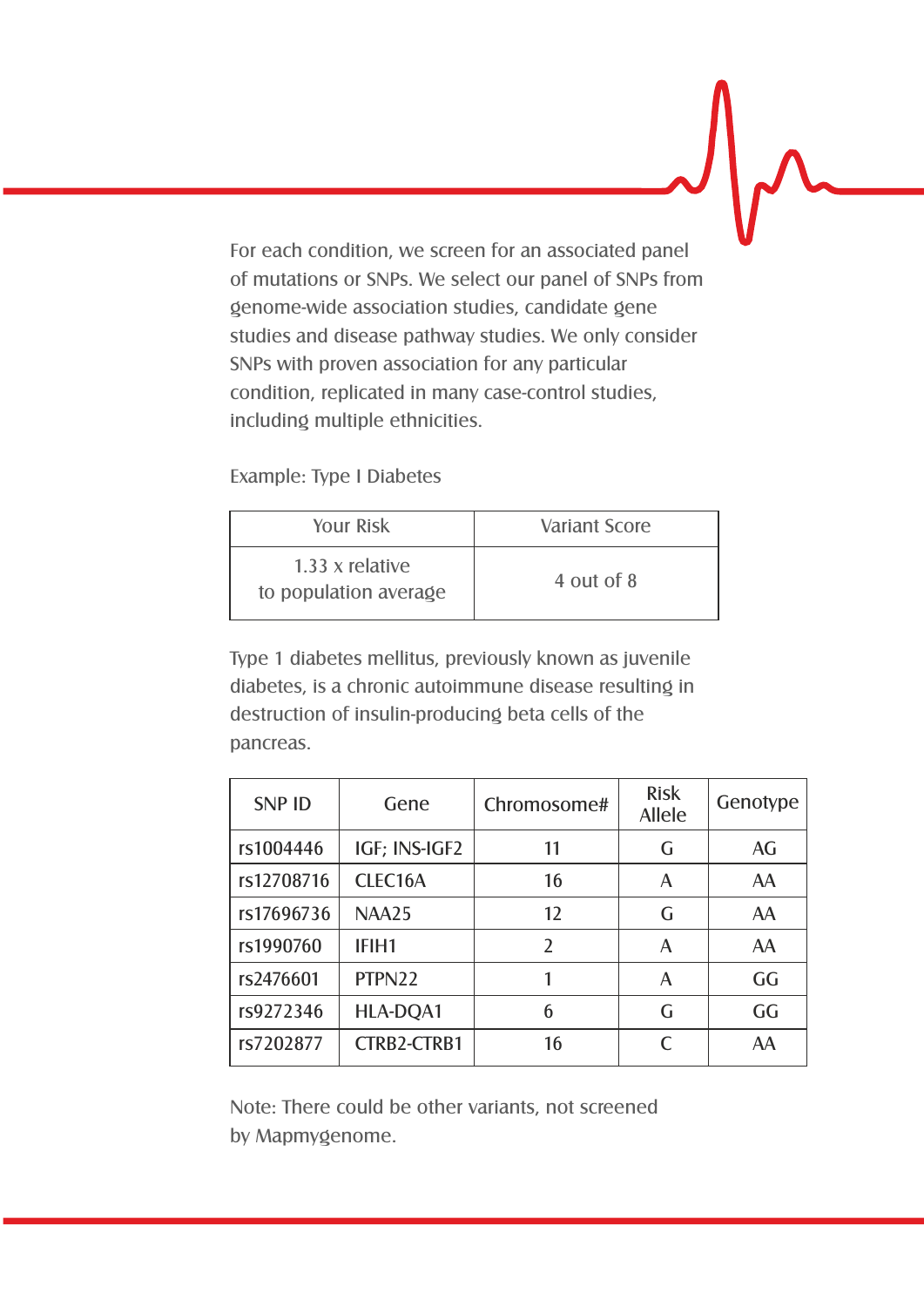For each condition, we screen for an associated panel of mutations or SNPs. We select our panel of SNPs from genome-wide association studies, candidate gene studies and disease pathway studies. We only consider SNPs with proven association for any particular condition, replicated in many case-control studies, including multiple ethnicities.

Example: Type I Diabetes

| Your Risk | Variant Score |
|---|---|
| 1.33 x relative to population average | 4 out of 8 |

Type 1 diabetes mellitus, previously known as juvenile diabetes, is a chronic autoimmune disease resulting in destruction of insulin-producing beta cells of the pancreas.

| SNP ID | Gene | Chromosome# | Risk Allele | Genotype |
|---|---|---|---|---|
| rs1004446 | IGF; INS-IGF2 | 11 | G | AG |
| rs12708716 | CLEC16A | 16 | A | AA |
| rs17696736 | NAA25 | 12 | G | AA |
| rs1990760 | IFIH1 | 2 | A | AA |
| rs2476601 | PTPN22 | 1 | A | GG |
| rs9272346 | HLA-DQA1 | 6 | G | GG |
| rs7202877 | CTRB2-CTRB1 | 16 | C | AA |

Note: There could be other variants, not screened by Mapmygenome.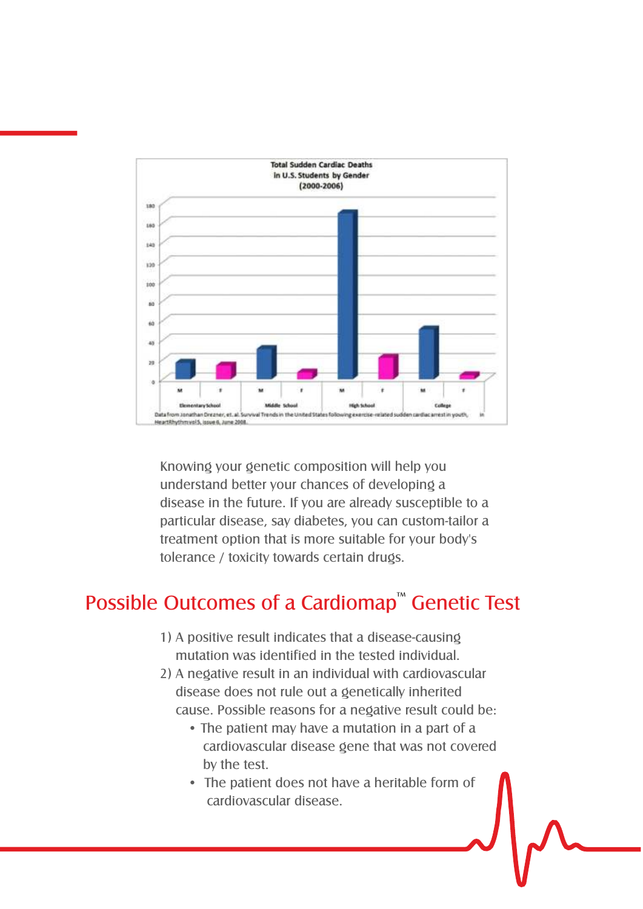**Total Sudden Cardiac Deaths in U.S. Students by Gender (2000-2006)**

Data from Jonathan Drezner, et. al. Survival Trends in the United States following exercise-related sudden cardiac arrest in youth, in HeartRhythm vol5, issue 6, June 2008.

Knowing your genetic composition will help you understand better your chances of developing a disease in the future. If you are already susceptible to a particular disease, say diabetes, you can custom-tailor a treatment option that is more suitable for your body's tolerance / toxicity towards certain drugs.

## Possible Outcomes of a Cardiomap™ Genetic Test

1) A positive result indicates that a disease-causing mutation was identified in the tested individual.
2) A negative result in an individual with cardiovascular disease does not rule out a genetically inherited cause. Possible reasons for a negative result could be:
   - The patient may have a mutation in a part of a cardiovascular disease gene that was not covered by the test.
   - The patient does not have a heritable form of cardiovascular disease.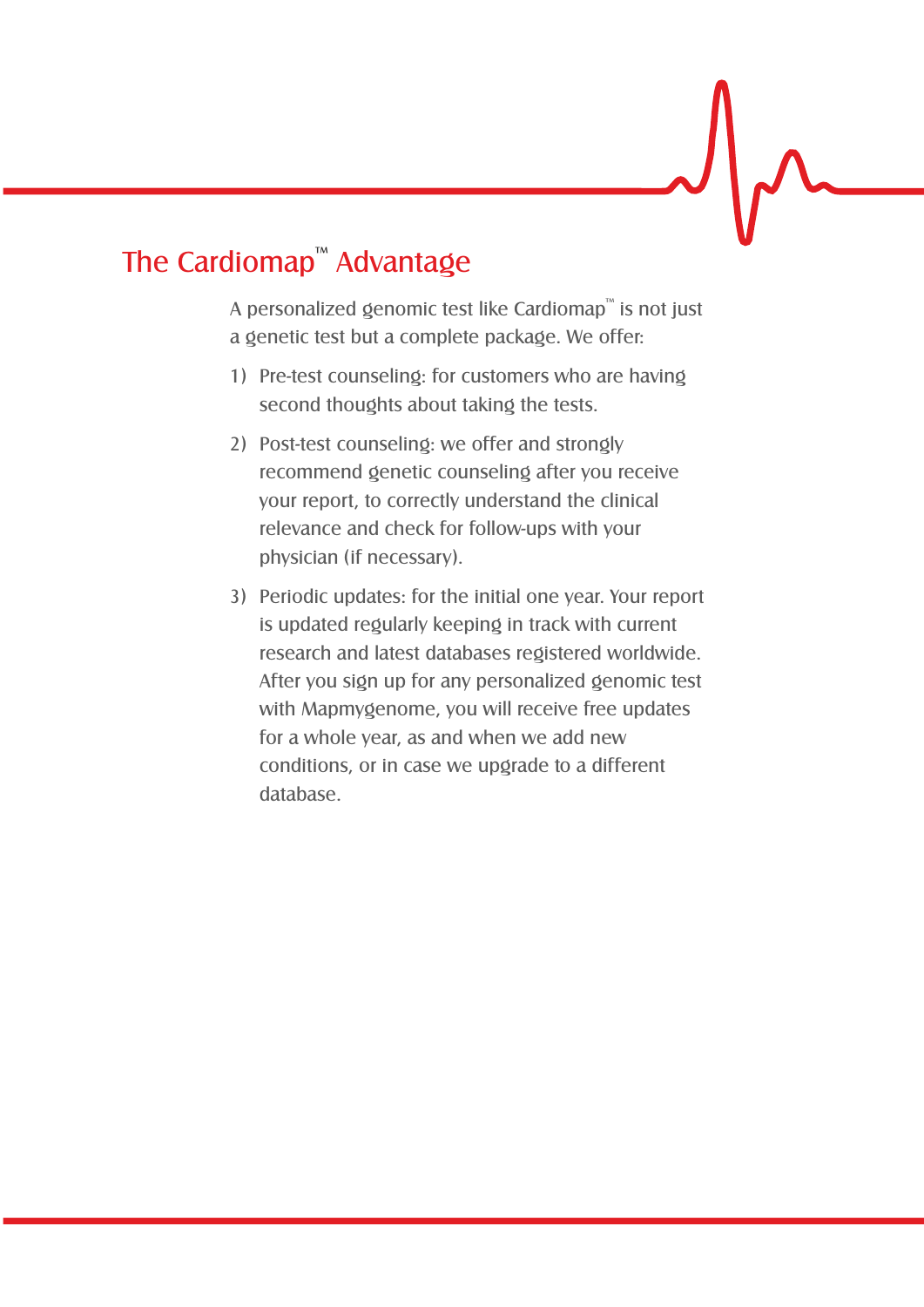## The Cardiomap™ Advantage

A personalized genomic test like Cardiomap™ is not just a genetic test but a complete package. We offer:

1) Pre-test counseling: for customers who are having second thoughts about taking the tests.

2) Post-test counseling: we offer and strongly recommend genetic counseling after you receive your report, to correctly understand the clinical relevance and check for follow-ups with your physician (if necessary).

3) Periodic updates: for the initial one year. Your report is updated regularly keeping in track with current research and latest databases registered worldwide. After you sign up for any personalized genomic test with Mapmygenome, you will receive free updates for a whole year, as and when we add new conditions, or in case we upgrade to a different database.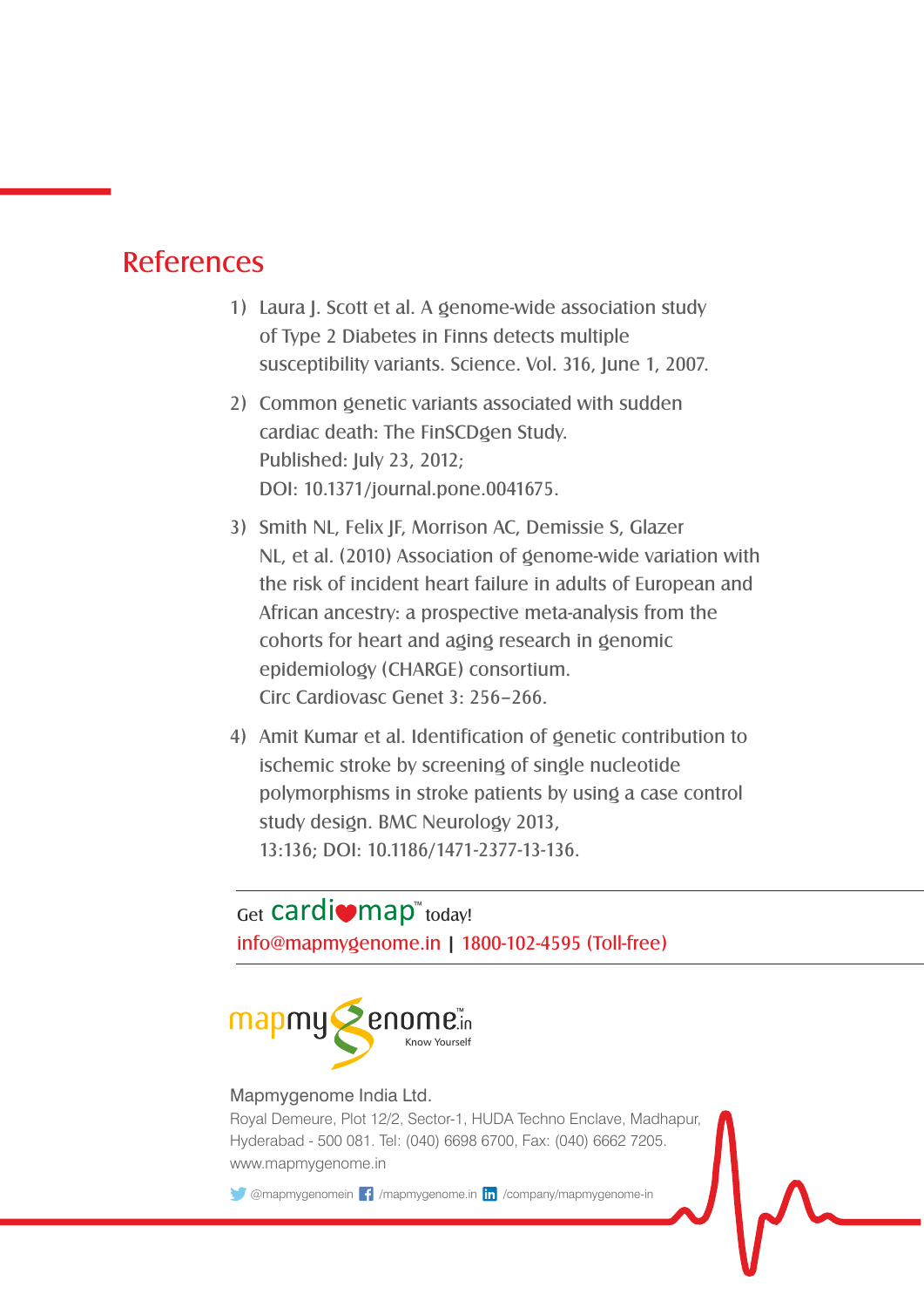## References

1) Laura J. Scott et al. A genome-wide association study of Type 2 Diabetes in Finns detects multiple susceptibility variants. Science. Vol. 316, June 1, 2007.

2) Common genetic variants associated with sudden cardiac death: The FinSCDgen Study. Published: July 23, 2012; DOI: 10.1371/journal.pone.0041675.

3) Smith NL, Felix JF, Morrison AC, Demissie S, Glazer NL, et al. (2010) Association of genome-wide variation with the risk of incident heart failure in adults of European and African ancestry: a prospective meta-analysis from the cohorts for heart and aging research in genomic epidemiology (CHARGE) consortium. Circ Cardiovasc Genet 3: 256–266.

4) Amit Kumar et al. Identification of genetic contribution to ischemic stroke by screening of single nucleotide polymorphisms in stroke patients by using a case control study design. BMC Neurology 2013, 13:136; DOI: 10.1186/1471-2377-13-136.

---

Get cardiomap™ today!

info@mapmygenome.in | 1800-102-4595 (Toll-free)

---

mapmygenome.in™ Know Yourself

Mapmygenome India Ltd.

Royal Demeure, Plot 12/2, Sector-1, HUDA Techno Enclave, Madhapur, Hyderabad - 500 081. Tel: (040) 6698 6700, Fax: (040) 6662 7205.

www.mapmygenome.in

@mapmygenomein /mapmygenome.in /company/mapmygenome-in